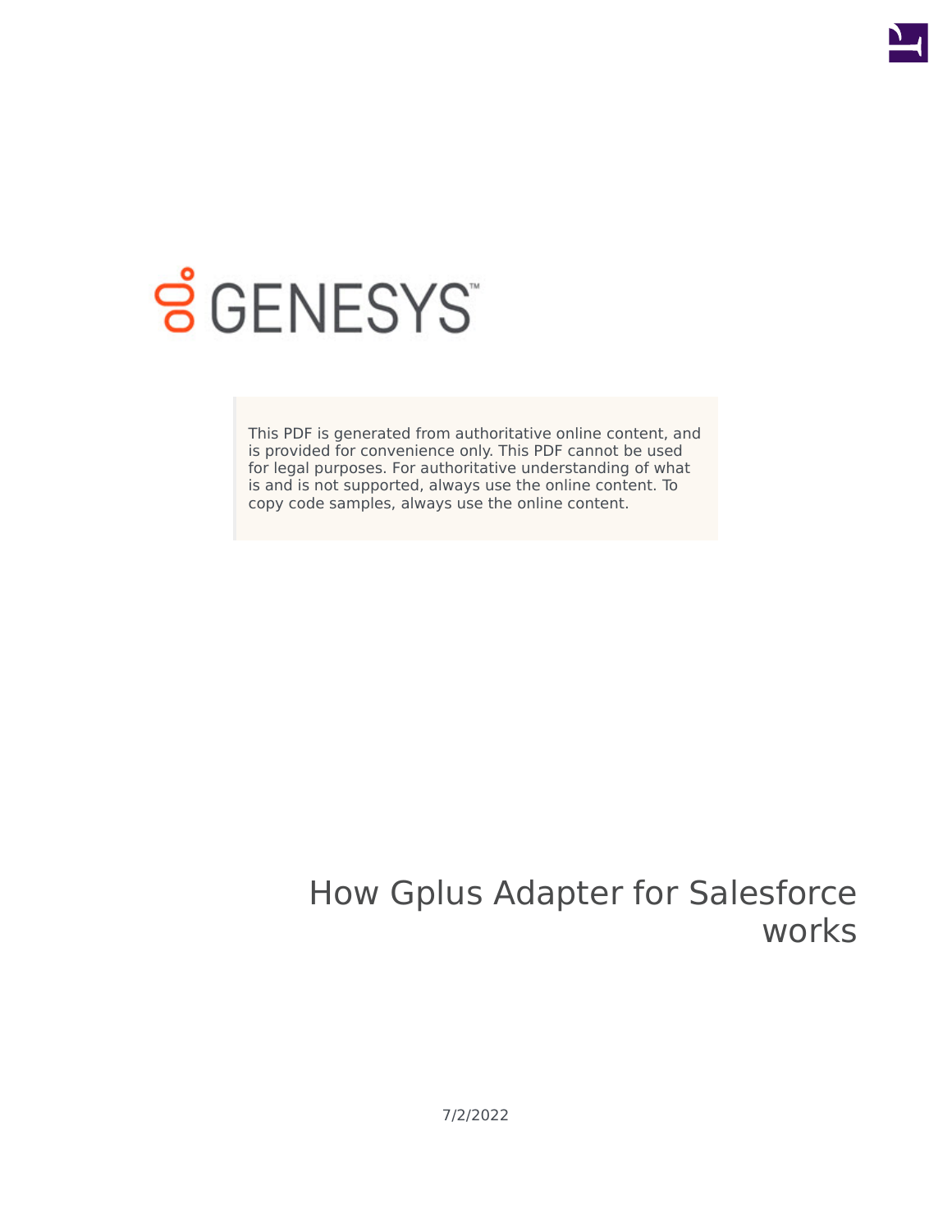GENESYS

This PDF is generated from authoritative online content, and is provided for convenience only. This PDF cannot be used for legal purposes. For authoritative understanding of what is and is not supported, always use the online content. To copy code samples, always use the online content.

# How Gplus Adapter for Salesforce works

7/2/2022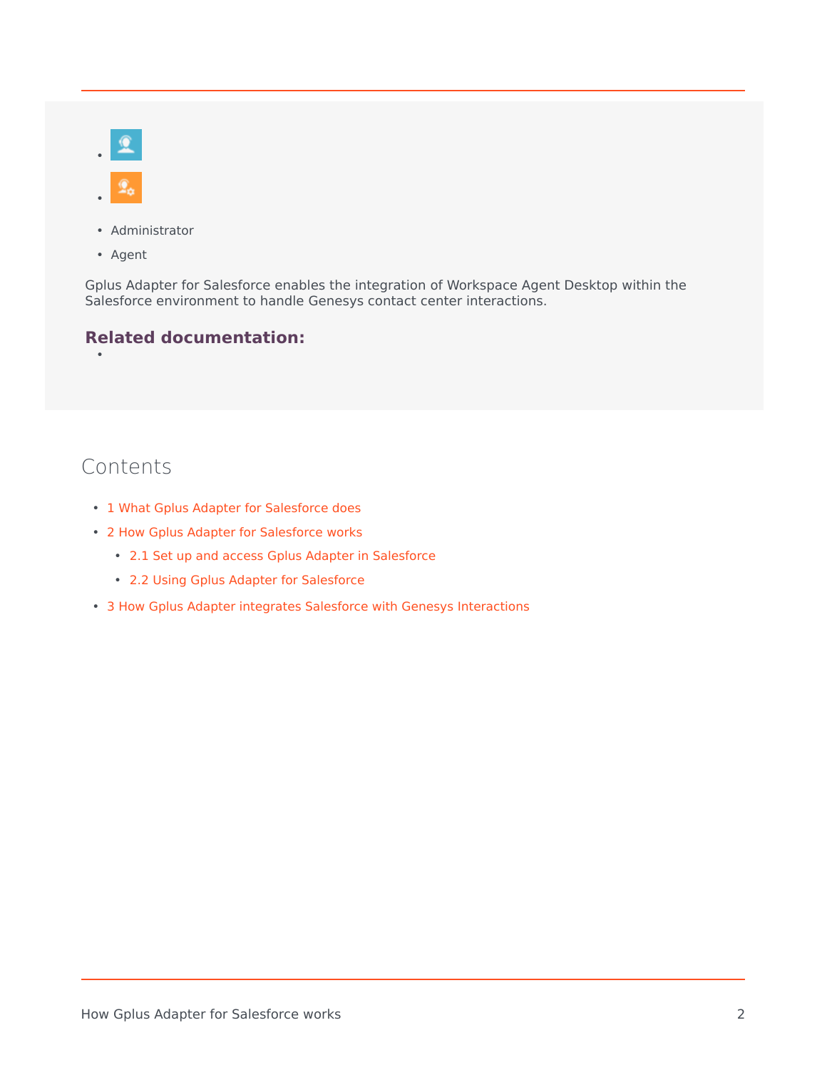- Administrator
- Agent

Gplus Adapter for Salesforce enables the integration of Workspace Agent Desktop within the Salesforce environment to handle Genesys contact center interactions.

**Related documentation:**

# Contents

- 1 What Gplus Adapter for Salesforce does
- 2 How Gplus Adapter for Salesforce works
  - 2.1 Set up and access Gplus Adapter in Salesforce
  - 2.2 Using Gplus Adapter for Salesforce
- 3 How Gplus Adapter integrates Salesforce with Genesys Interactions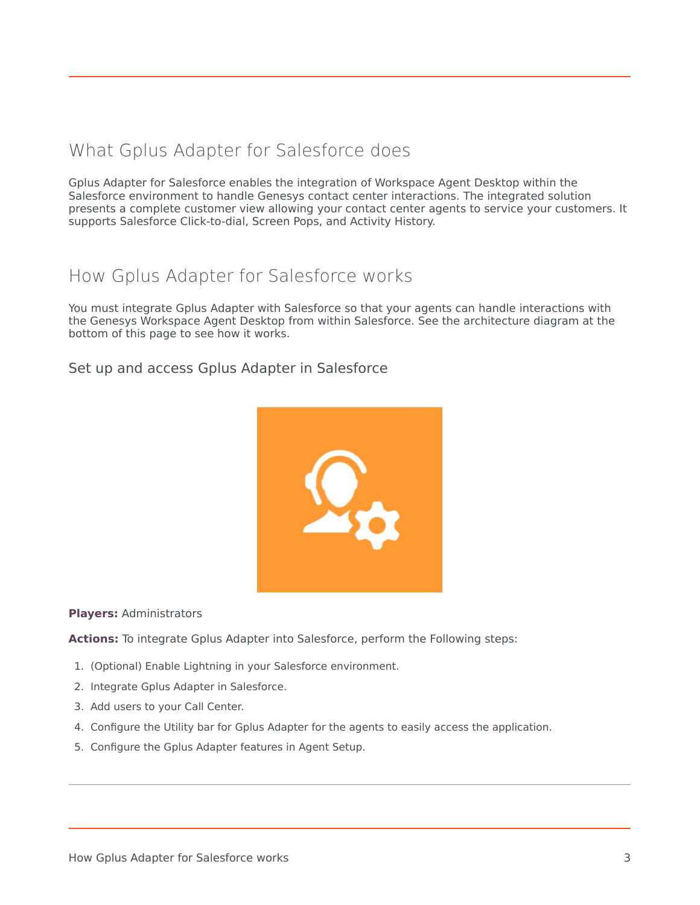## What Gplus Adapter for Salesforce does

Gplus Adapter for Salesforce enables the integration of Workspace Agent Desktop within the Salesforce environment to handle Genesys contact center interactions. The integrated solution presents a complete customer view allowing your contact center agents to service your customers. It supports Salesforce Click-to-dial, Screen Pops, and Activity History.

## How Gplus Adapter for Salesforce works

You must integrate Gplus Adapter with Salesforce so that your agents can handle interactions with the Genesys Workspace Agent Desktop from within Salesforce. See the architecture diagram at the bottom of this page to see how it works.

### Set up and access Gplus Adapter in Salesforce

**Players:** Administrators

**Actions:** To integrate Gplus Adapter into Salesforce, perform the Following steps:

1. (Optional) Enable Lightning in your Salesforce environment.
2. Integrate Gplus Adapter in Salesforce.
3. Add users to your Call Center.
4. Configure the Utility bar for Gplus Adapter for the agents to easily access the application.
5. Configure the Gplus Adapter features in Agent Setup.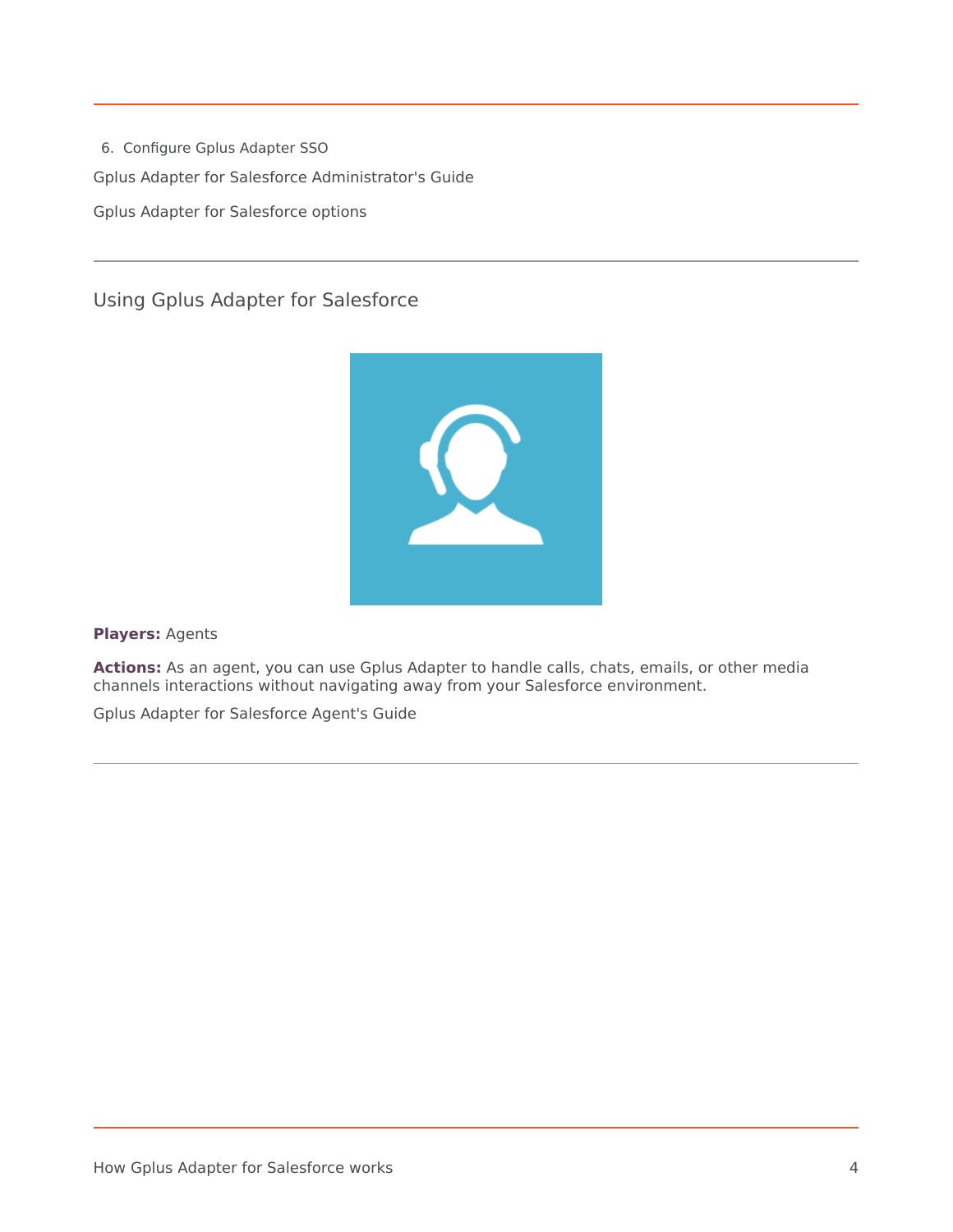6. Configure Gplus Adapter SSO

Gplus Adapter for Salesforce Administrator's Guide

Gplus Adapter for Salesforce options

---

## Using Gplus Adapter for Salesforce

**Players:** Agents

**Actions:** As an agent, you can use Gplus Adapter to handle calls, chats, emails, or other media channels interactions without navigating away from your Salesforce environment.

Gplus Adapter for Salesforce Agent's Guide

---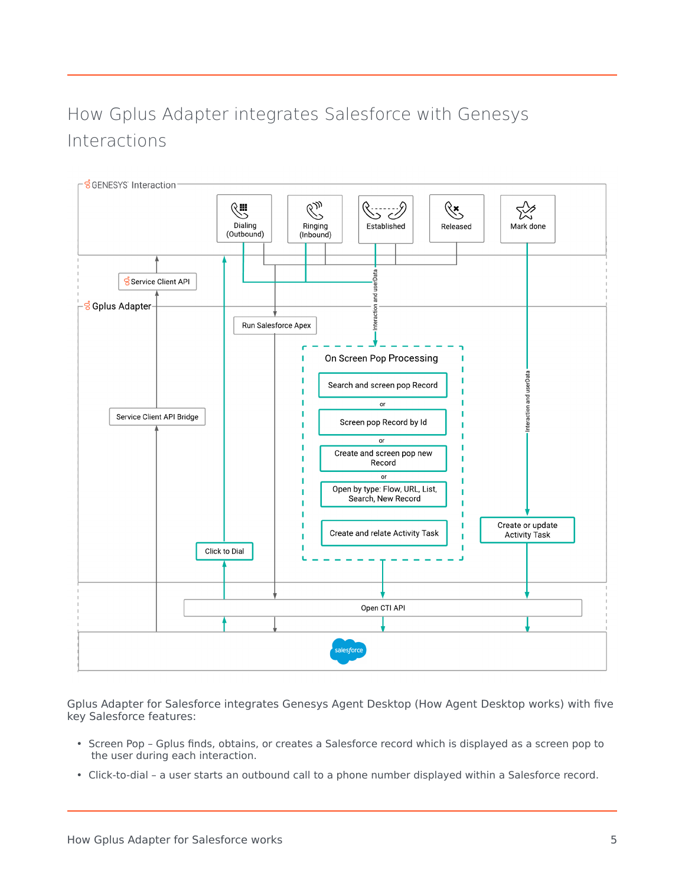# How Gplus Adapter integrates Salesforce with Genesys Interactions

Gplus Adapter for Salesforce integrates Genesys Agent Desktop (How Agent Desktop works) with five key Salesforce features:

- Screen Pop – Gplus finds, obtains, or creates a Salesforce record which is displayed as a screen pop to the user during each interaction.
- Click-to-dial – a user starts an outbound call to a phone number displayed within a Salesforce record.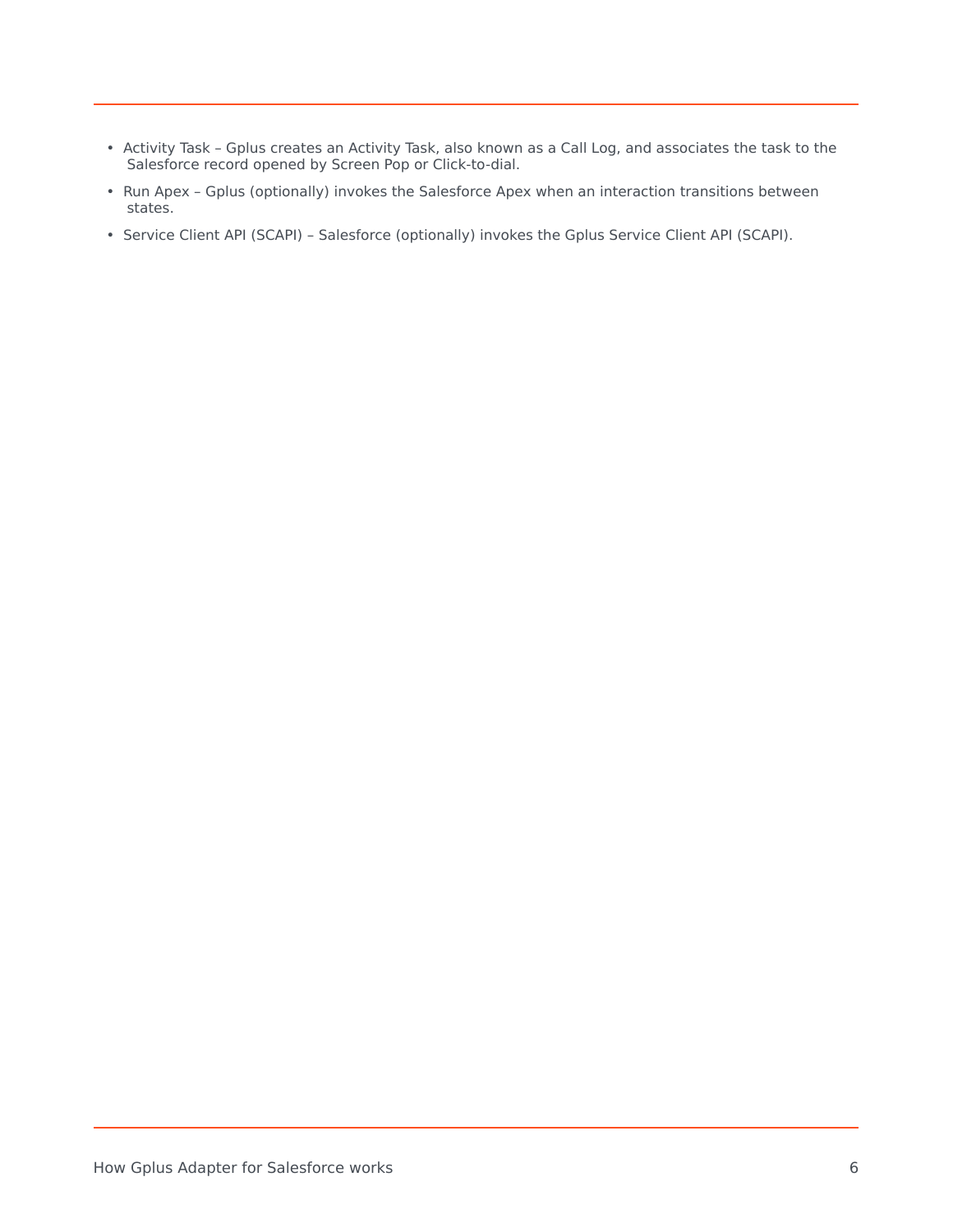- Activity Task – Gplus creates an Activity Task, also known as a Call Log, and associates the task to the Salesforce record opened by Screen Pop or Click-to-dial.
- Run Apex – Gplus (optionally) invokes the Salesforce Apex when an interaction transitions between states.
- Service Client API (SCAPI) – Salesforce (optionally) invokes the Gplus Service Client API (SCAPI).